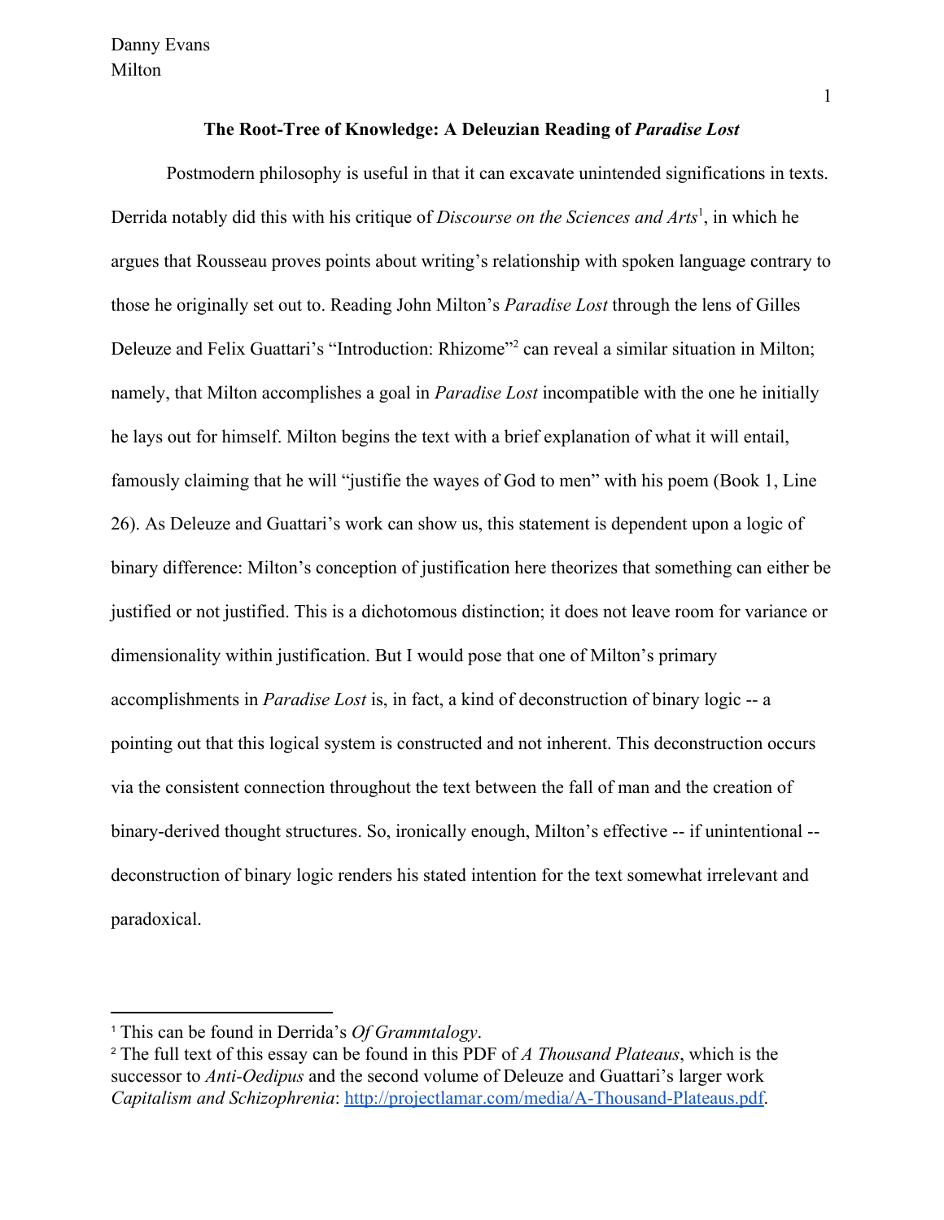Danny Evans
Milton

**The Root-Tree of Knowledge: A Deleuzian Reading of *Paradise Lost***

Postmodern philosophy is useful in that it can excavate unintended significations in texts. Derrida notably did this with his critique of *Discourse on the Sciences and Arts*[1], in which he argues that Rousseau proves points about writing's relationship with spoken language contrary to those he originally set out to. Reading John Milton's *Paradise Lost* through the lens of Gilles Deleuze and Felix Guattari's "Introduction: Rhizome"[2] can reveal a similar situation in Milton; namely, that Milton accomplishes a goal in *Paradise Lost* incompatible with the one he initially he lays out for himself. Milton begins the text with a brief explanation of what it will entail, famously claiming that he will "justifie the wayes of God to men" with his poem (Book 1, Line 26). As Deleuze and Guattari's work can show us, this statement is dependent upon a logic of binary difference: Milton's conception of justification here theorizes that something can either be justified or not justified. This is a dichotomous distinction; it does not leave room for variance or dimensionality within justification. But I would pose that one of Milton's primary accomplishments in *Paradise Lost* is, in fact, a kind of deconstruction of binary logic -- a pointing out that this logical system is constructed and not inherent. This deconstruction occurs via the consistent connection throughout the text between the fall of man and the creation of binary-derived thought structures. So, ironically enough, Milton's effective -- if unintentional -- deconstruction of binary logic renders his stated intention for the text somewhat irrelevant and paradoxical.

---

[1] This can be found in Derrida's *Of Grammtalogy*.

[2] The full text of this essay can be found in this PDF of *A Thousand Plateaus*, which is the successor to *Anti-Oedipus* and the second volume of Deleuze and Guattari's larger work *Capitalism and Schizophrenia*: http://projectlamar.com/media/A-Thousand-Plateaus.pdf.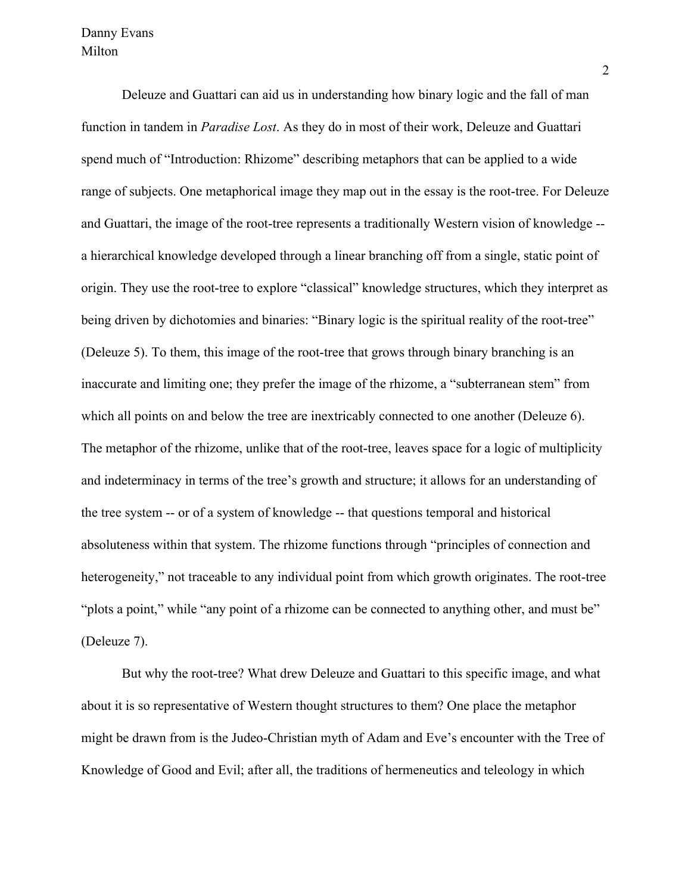Deleuze and Guattari can aid us in understanding how binary logic and the fall of man function in tandem in *Paradise Lost*. As they do in most of their work, Deleuze and Guattari spend much of "Introduction: Rhizome" describing metaphors that can be applied to a wide range of subjects. One metaphorical image they map out in the essay is the root-tree. For Deleuze and Guattari, the image of the root-tree represents a traditionally Western vision of knowledge -- a hierarchical knowledge developed through a linear branching off from a single, static point of origin. They use the root-tree to explore "classical" knowledge structures, which they interpret as being driven by dichotomies and binaries: "Binary logic is the spiritual reality of the root-tree" (Deleuze 5). To them, this image of the root-tree that grows through binary branching is an inaccurate and limiting one; they prefer the image of the rhizome, a "subterranean stem" from which all points on and below the tree are inextricably connected to one another (Deleuze 6). The metaphor of the rhizome, unlike that of the root-tree, leaves space for a logic of multiplicity and indeterminacy in terms of the tree's growth and structure; it allows for an understanding of the tree system -- or of a system of knowledge -- that questions temporal and historical absoluteness within that system. The rhizome functions through "principles of connection and heterogeneity," not traceable to any individual point from which growth originates. The root-tree "plots a point," while "any point of a rhizome can be connected to anything other, and must be" (Deleuze 7).

But why the root-tree? What drew Deleuze and Guattari to this specific image, and what about it is so representative of Western thought structures to them? One place the metaphor might be drawn from is the Judeo-Christian myth of Adam and Eve's encounter with the Tree of Knowledge of Good and Evil; after all, the traditions of hermeneutics and teleology in which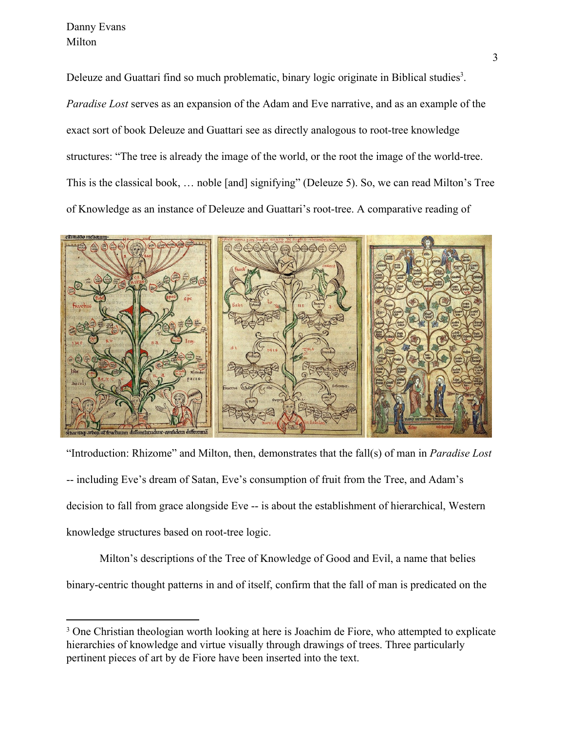Deleuze and Guattari find so much problematic, binary logic originate in Biblical studies[3]. *Paradise Lost* serves as an expansion of the Adam and Eve narrative, and as an example of the exact sort of book Deleuze and Guattari see as directly analogous to root-tree knowledge structures: "The tree is already the image of the world, or the root the image of the world-tree. This is the classical book, … noble [and] signifying" (Deleuze 5). So, we can read Milton's Tree of Knowledge as an instance of Deleuze and Guattari's root-tree. A comparative reading of "Introduction: Rhizome" and Milton, then, demonstrates that the fall(s) of man in *Paradise Lost* -- including Eve's dream of Satan, Eve's consumption of fruit from the Tree, and Adam's decision to fall from grace alongside Eve -- is about the establishment of hierarchical, Western knowledge structures based on root-tree logic.

Milton's descriptions of the Tree of Knowledge of Good and Evil, a name that belies binary-centric thought patterns in and of itself, confirm that the fall of man is predicated on the

[3] One Christian theologian worth looking at here is Joachim de Fiore, who attempted to explicate hierarchies of knowledge and virtue visually through drawings of trees. Three particularly pertinent pieces of art by de Fiore have been inserted into the text.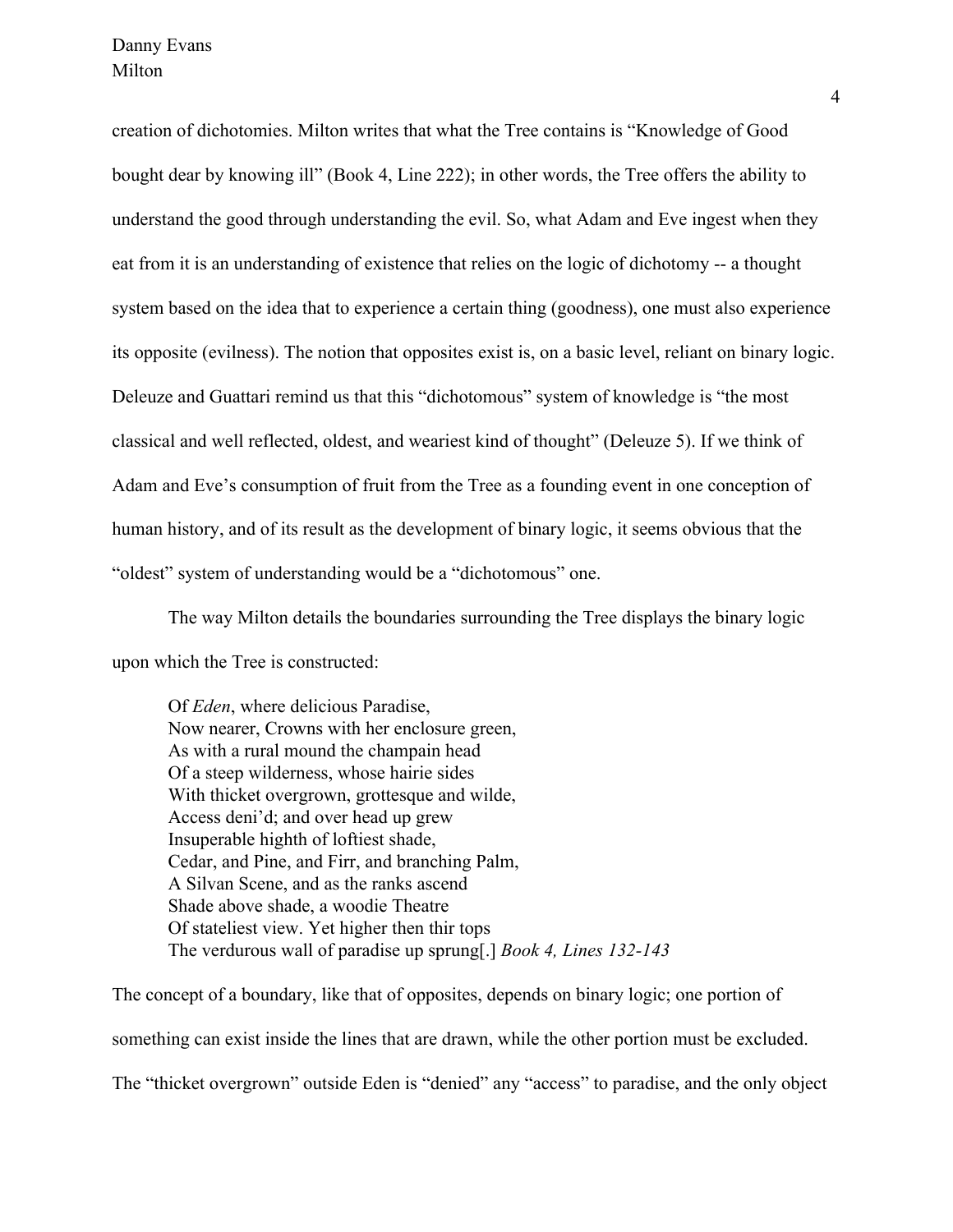creation of dichotomies. Milton writes that what the Tree contains is "Knowledge of Good bought dear by knowing ill" (Book 4, Line 222); in other words, the Tree offers the ability to understand the good through understanding the evil. So, what Adam and Eve ingest when they eat from it is an understanding of existence that relies on the logic of dichotomy -- a thought system based on the idea that to experience a certain thing (goodness), one must also experience its opposite (evilness). The notion that opposites exist is, on a basic level, reliant on binary logic. Deleuze and Guattari remind us that this "dichotomous" system of knowledge is "the most classical and well reflected, oldest, and weariest kind of thought" (Deleuze 5). If we think of Adam and Eve's consumption of fruit from the Tree as a founding event in one conception of human history, and of its result as the development of binary logic, it seems obvious that the "oldest" system of understanding would be a "dichotomous" one.

The way Milton details the boundaries surrounding the Tree displays the binary logic upon which the Tree is constructed:

> Of *Eden*, where delicious Paradise,
> Now nearer, Crowns with her enclosure green,
> As with a rural mound the champain head
> Of a steep wilderness, whose hairie sides
> With thicket overgrown, grottesque and wilde,
> Access deni'd; and over head up grew
> Insuperable highth of loftiest shade,
> Cedar, and Pine, and Firr, and branching Palm,
> A Silvan Scene, and as the ranks ascend
> Shade above shade, a woodie Theatre
> Of stateliest view. Yet higher then thir tops
> The verdurous wall of paradise up sprung[.] *Book 4, Lines 132-143*

The concept of a boundary, like that of opposites, depends on binary logic; one portion of something can exist inside the lines that are drawn, while the other portion must be excluded. The "thicket overgrown" outside Eden is "denied" any "access" to paradise, and the only object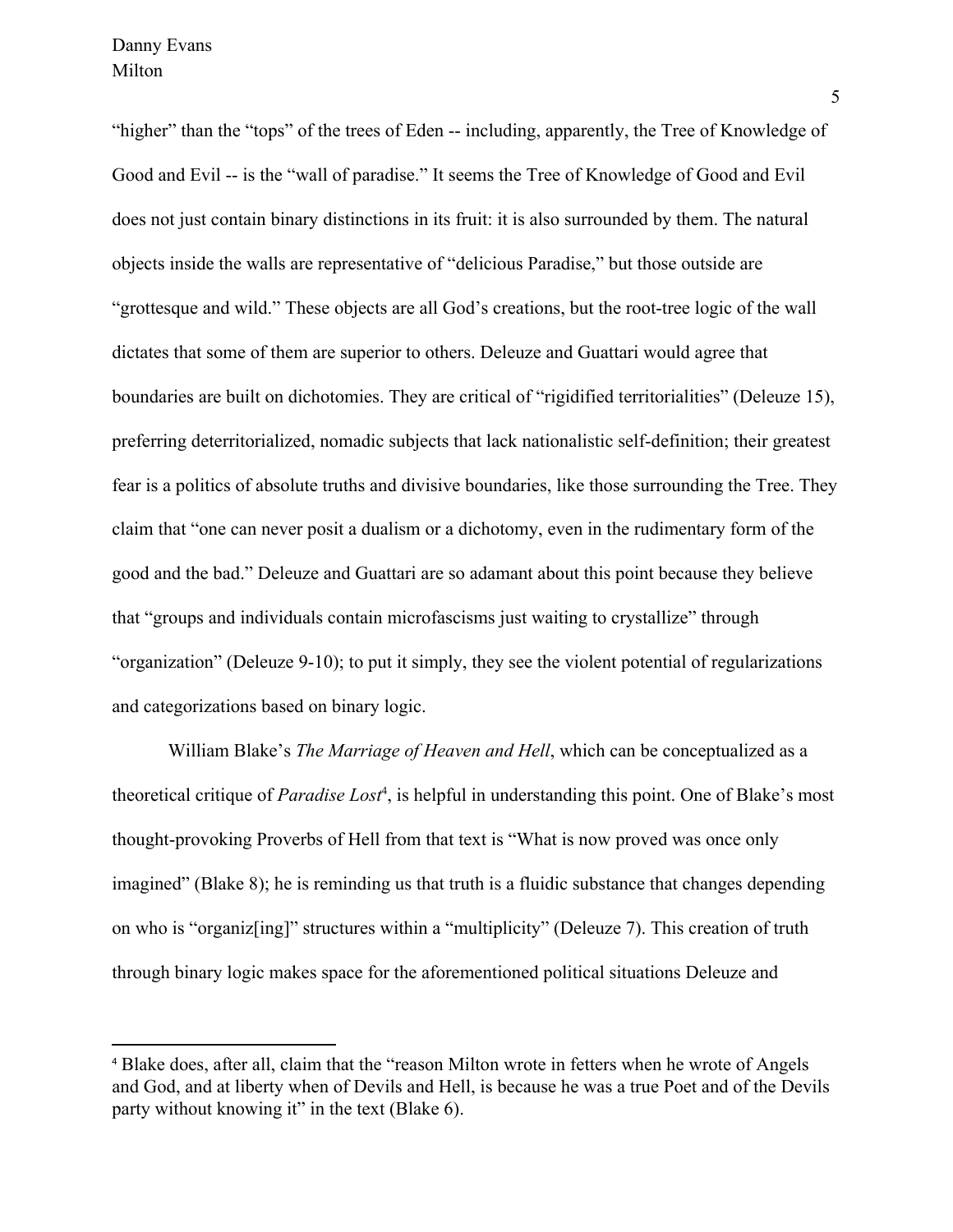"higher" than the "tops" of the trees of Eden -- including, apparently, the Tree of Knowledge of Good and Evil -- is the "wall of paradise." It seems the Tree of Knowledge of Good and Evil does not just contain binary distinctions in its fruit: it is also surrounded by them. The natural objects inside the walls are representative of "delicious Paradise," but those outside are "grottesque and wild." These objects are all God's creations, but the root-tree logic of the wall dictates that some of them are superior to others. Deleuze and Guattari would agree that boundaries are built on dichotomies. They are critical of "rigidified territorialities" (Deleuze 15), preferring deterritorialized, nomadic subjects that lack nationalistic self-definition; their greatest fear is a politics of absolute truths and divisive boundaries, like those surrounding the Tree. They claim that "one can never posit a dualism or a dichotomy, even in the rudimentary form of the good and the bad." Deleuze and Guattari are so adamant about this point because they believe that "groups and individuals contain microfascisms just waiting to crystallize" through "organization" (Deleuze 9-10); to put it simply, they see the violent potential of regularizations and categorizations based on binary logic.

William Blake's *The Marriage of Heaven and Hell*, which can be conceptualized as a theoretical critique of *Paradise Lost*[4], is helpful in understanding this point. One of Blake's most thought-provoking Proverbs of Hell from that text is "What is now proved was once only imagined" (Blake 8); he is reminding us that truth is a fluidic substance that changes depending on who is "organiz[ing]" structures within a "multiplicity" (Deleuze 7). This creation of truth through binary logic makes space for the aforementioned political situations Deleuze and

---

[4] Blake does, after all, claim that the "reason Milton wrote in fetters when he wrote of Angels and God, and at liberty when of Devils and Hell, is because he was a true Poet and of the Devils party without knowing it" in the text (Blake 6).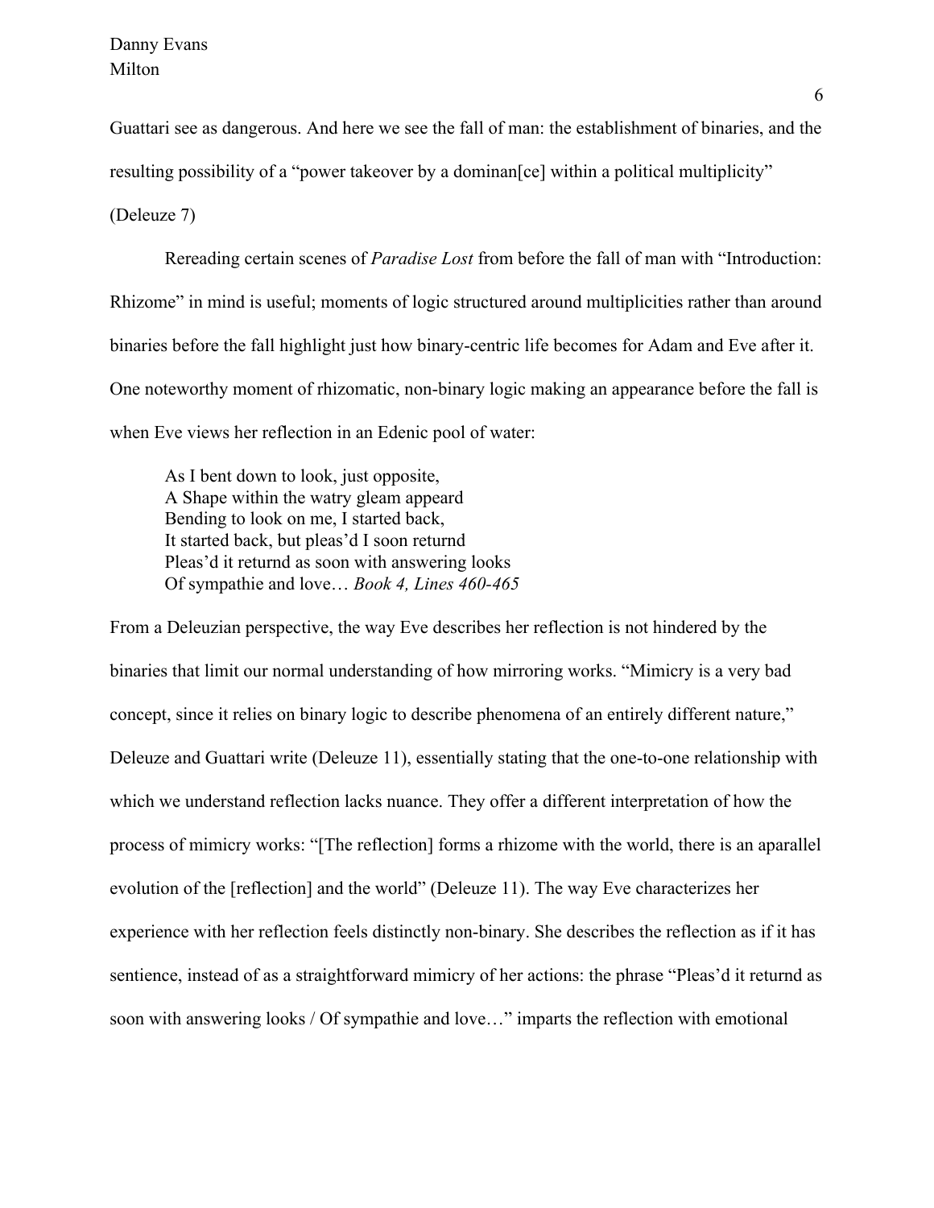Guattari see as dangerous. And here we see the fall of man: the establishment of binaries, and the resulting possibility of a "power takeover by a dominan[ce] within a political multiplicity" (Deleuze 7)

Rereading certain scenes of *Paradise Lost* from before the fall of man with "Introduction: Rhizome" in mind is useful; moments of logic structured around multiplicities rather than around binaries before the fall highlight just how binary-centric life becomes for Adam and Eve after it. One noteworthy moment of rhizomatic, non-binary logic making an appearance before the fall is when Eve views her reflection in an Edenic pool of water:

> As I bent down to look, just opposite,
> A Shape within the watry gleam appeard
> Bending to look on me, I started back,
> It started back, but pleas'd I soon returnd
> Pleas'd it returnd as soon with answering looks
> Of sympathie and love… *Book 4, Lines 460-465*

From a Deleuzian perspective, the way Eve describes her reflection is not hindered by the binaries that limit our normal understanding of how mirroring works. "Mimicry is a very bad concept, since it relies on binary logic to describe phenomena of an entirely different nature," Deleuze and Guattari write (Deleuze 11), essentially stating that the one-to-one relationship with which we understand reflection lacks nuance. They offer a different interpretation of how the process of mimicry works: "[The reflection] forms a rhizome with the world, there is an aparallel evolution of the [reflection] and the world" (Deleuze 11). The way Eve characterizes her experience with her reflection feels distinctly non-binary. She describes the reflection as if it has sentience, instead of as a straightforward mimicry of her actions: the phrase "Pleas'd it returnd as soon with answering looks / Of sympathie and love…" imparts the reflection with emotional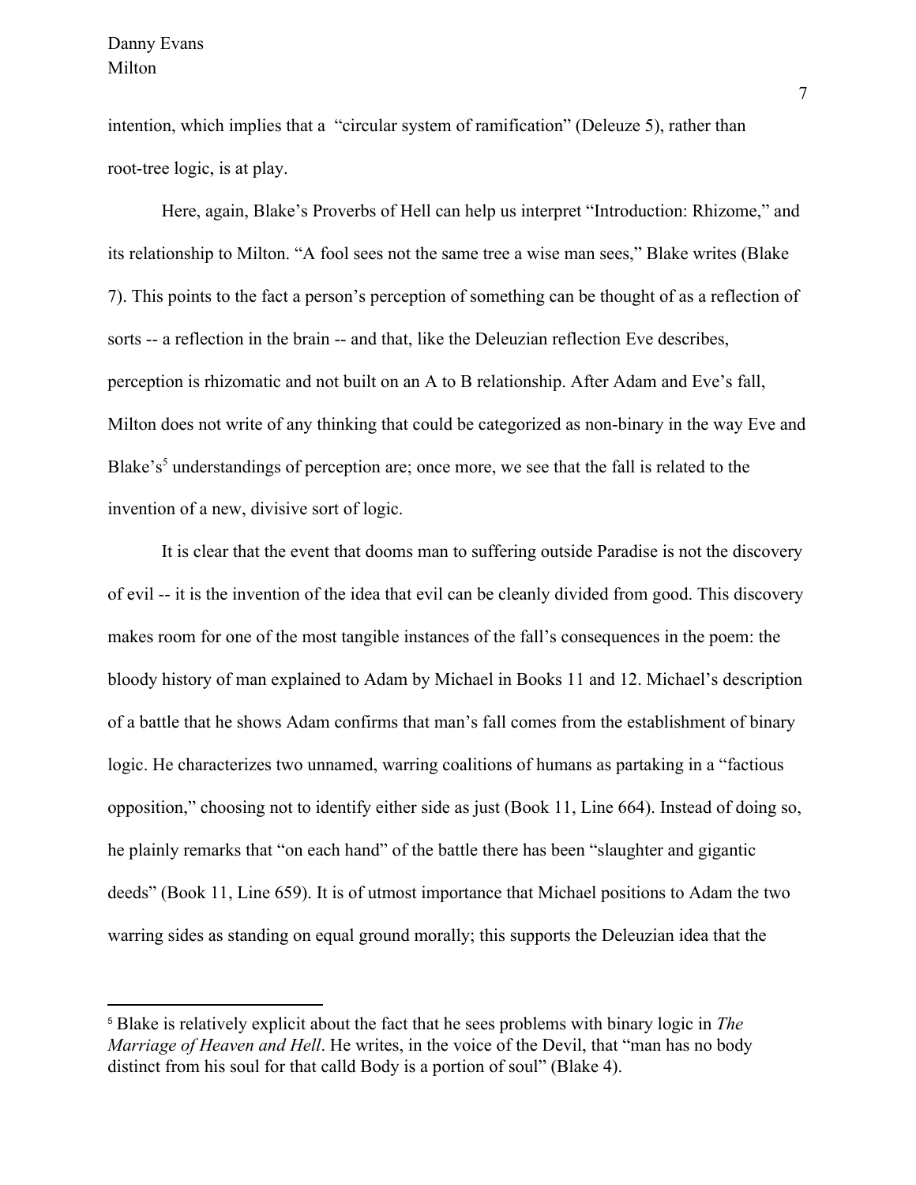intention, which implies that a "circular system of ramification" (Deleuze 5), rather than root-tree logic, is at play.

Here, again, Blake's Proverbs of Hell can help us interpret "Introduction: Rhizome," and its relationship to Milton. "A fool sees not the same tree a wise man sees," Blake writes (Blake 7). This points to the fact a person's perception of something can be thought of as a reflection of sorts -- a reflection in the brain -- and that, like the Deleuzian reflection Eve describes, perception is rhizomatic and not built on an A to B relationship. After Adam and Eve's fall, Milton does not write of any thinking that could be categorized as non-binary in the way Eve and Blake's[5] understandings of perception are; once more, we see that the fall is related to the invention of a new, divisive sort of logic.

It is clear that the event that dooms man to suffering outside Paradise is not the discovery of evil -- it is the invention of the idea that evil can be cleanly divided from good. This discovery makes room for one of the most tangible instances of the fall's consequences in the poem: the bloody history of man explained to Adam by Michael in Books 11 and 12. Michael's description of a battle that he shows Adam confirms that man's fall comes from the establishment of binary logic. He characterizes two unnamed, warring coalitions of humans as partaking in a "factious opposition," choosing not to identify either side as just (Book 11, Line 664). Instead of doing so, he plainly remarks that "on each hand" of the battle there has been "slaughter and gigantic deeds" (Book 11, Line 659). It is of utmost importance that Michael positions to Adam the two warring sides as standing on equal ground morally; this supports the Deleuzian idea that the

---

[5] Blake is relatively explicit about the fact that he sees problems with binary logic in *The Marriage of Heaven and Hell*. He writes, in the voice of the Devil, that "man has no body distinct from his soul for that calld Body is a portion of soul" (Blake 4).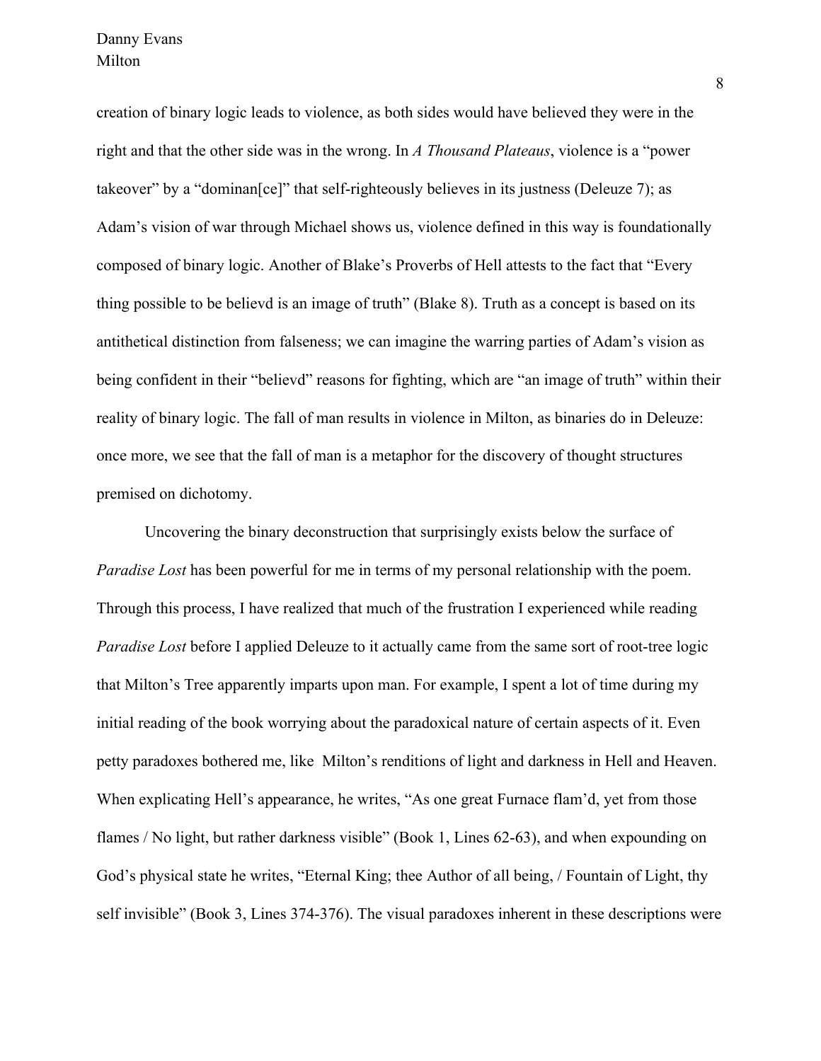creation of binary logic leads to violence, as both sides would have believed they were in the right and that the other side was in the wrong. In *A Thousand Plateaus*, violence is a "power takeover" by a "dominan[ce]" that self-righteously believes in its justness (Deleuze 7); as Adam's vision of war through Michael shows us, violence defined in this way is foundationally composed of binary logic. Another of Blake's Proverbs of Hell attests to the fact that "Every thing possible to be believd is an image of truth" (Blake 8). Truth as a concept is based on its antithetical distinction from falseness; we can imagine the warring parties of Adam's vision as being confident in their "believd" reasons for fighting, which are "an image of truth" within their reality of binary logic. The fall of man results in violence in Milton, as binaries do in Deleuze: once more, we see that the fall of man is a metaphor for the discovery of thought structures premised on dichotomy.

Uncovering the binary deconstruction that surprisingly exists below the surface of *Paradise Lost* has been powerful for me in terms of my personal relationship with the poem. Through this process, I have realized that much of the frustration I experienced while reading *Paradise Lost* before I applied Deleuze to it actually came from the same sort of root-tree logic that Milton's Tree apparently imparts upon man. For example, I spent a lot of time during my initial reading of the book worrying about the paradoxical nature of certain aspects of it. Even petty paradoxes bothered me, like Milton's renditions of light and darkness in Hell and Heaven. When explicating Hell's appearance, he writes, "As one great Furnace flam'd, yet from those flames / No light, but rather darkness visible" (Book 1, Lines 62-63), and when expounding on God's physical state he writes, "Eternal King; thee Author of all being, / Fountain of Light, thy self invisible" (Book 3, Lines 374-376). The visual paradoxes inherent in these descriptions were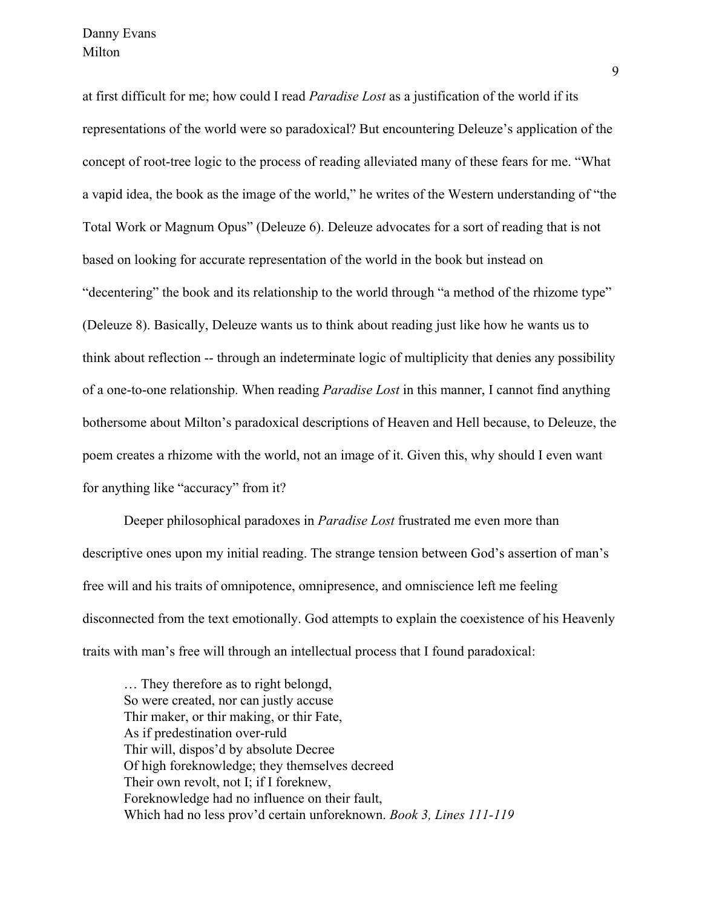at first difficult for me; how could I read *Paradise Lost* as a justification of the world if its representations of the world were so paradoxical? But encountering Deleuze's application of the concept of root-tree logic to the process of reading alleviated many of these fears for me. "What a vapid idea, the book as the image of the world," he writes of the Western understanding of "the Total Work or Magnum Opus" (Deleuze 6). Deleuze advocates for a sort of reading that is not based on looking for accurate representation of the world in the book but instead on "decentering" the book and its relationship to the world through "a method of the rhizome type" (Deleuze 8). Basically, Deleuze wants us to think about reading just like how he wants us to think about reflection -- through an indeterminate logic of multiplicity that denies any possibility of a one-to-one relationship. When reading *Paradise Lost* in this manner, I cannot find anything bothersome about Milton's paradoxical descriptions of Heaven and Hell because, to Deleuze, the poem creates a rhizome with the world, not an image of it. Given this, why should I even want for anything like "accuracy" from it?

Deeper philosophical paradoxes in *Paradise Lost* frustrated me even more than descriptive ones upon my initial reading. The strange tension between God's assertion of man's free will and his traits of omnipotence, omnipresence, and omniscience left me feeling disconnected from the text emotionally. God attempts to explain the coexistence of his Heavenly traits with man's free will through an intellectual process that I found paradoxical:

> … They therefore as to right belongd,
> So were created, nor can justly accuse
> Thir maker, or thir making, or thir Fate,
> As if predestination over-ruld
> Thir will, dispos'd by absolute Decree
> Of high foreknowledge; they themselves decreed
> Their own revolt, not I; if I foreknew,
> Foreknowledge had no influence on their fault,
> Which had no less prov'd certain unforeknown. *Book 3, Lines 111-119*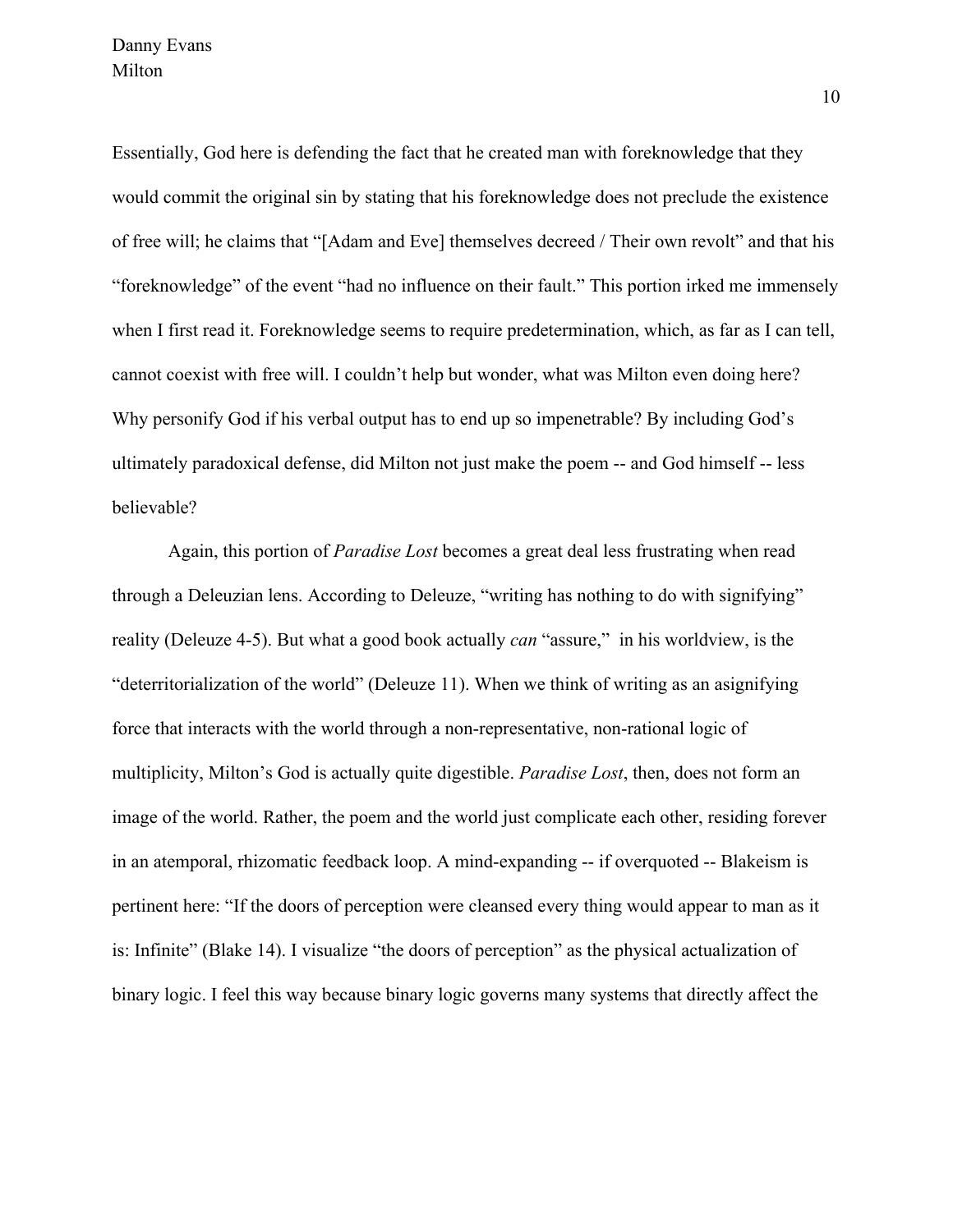Essentially, God here is defending the fact that he created man with foreknowledge that they would commit the original sin by stating that his foreknowledge does not preclude the existence of free will; he claims that "[Adam and Eve] themselves decreed / Their own revolt" and that his "foreknowledge" of the event "had no influence on their fault." This portion irked me immensely when I first read it. Foreknowledge seems to require predetermination, which, as far as I can tell, cannot coexist with free will. I couldn't help but wonder, what was Milton even doing here? Why personify God if his verbal output has to end up so impenetrable? By including God's ultimately paradoxical defense, did Milton not just make the poem -- and God himself -- less believable?

Again, this portion of *Paradise Lost* becomes a great deal less frustrating when read through a Deleuzian lens. According to Deleuze, "writing has nothing to do with signifying" reality (Deleuze 4-5). But what a good book actually *can* "assure," in his worldview, is the "deterritorialization of the world" (Deleuze 11). When we think of writing as an asignifying force that interacts with the world through a non-representative, non-rational logic of multiplicity, Milton's God is actually quite digestible. *Paradise Lost*, then, does not form an image of the world. Rather, the poem and the world just complicate each other, residing forever in an atemporal, rhizomatic feedback loop. A mind-expanding -- if overquoted -- Blakeism is pertinent here: "If the doors of perception were cleansed every thing would appear to man as it is: Infinite" (Blake 14). I visualize "the doors of perception" as the physical actualization of binary logic. I feel this way because binary logic governs many systems that directly affect the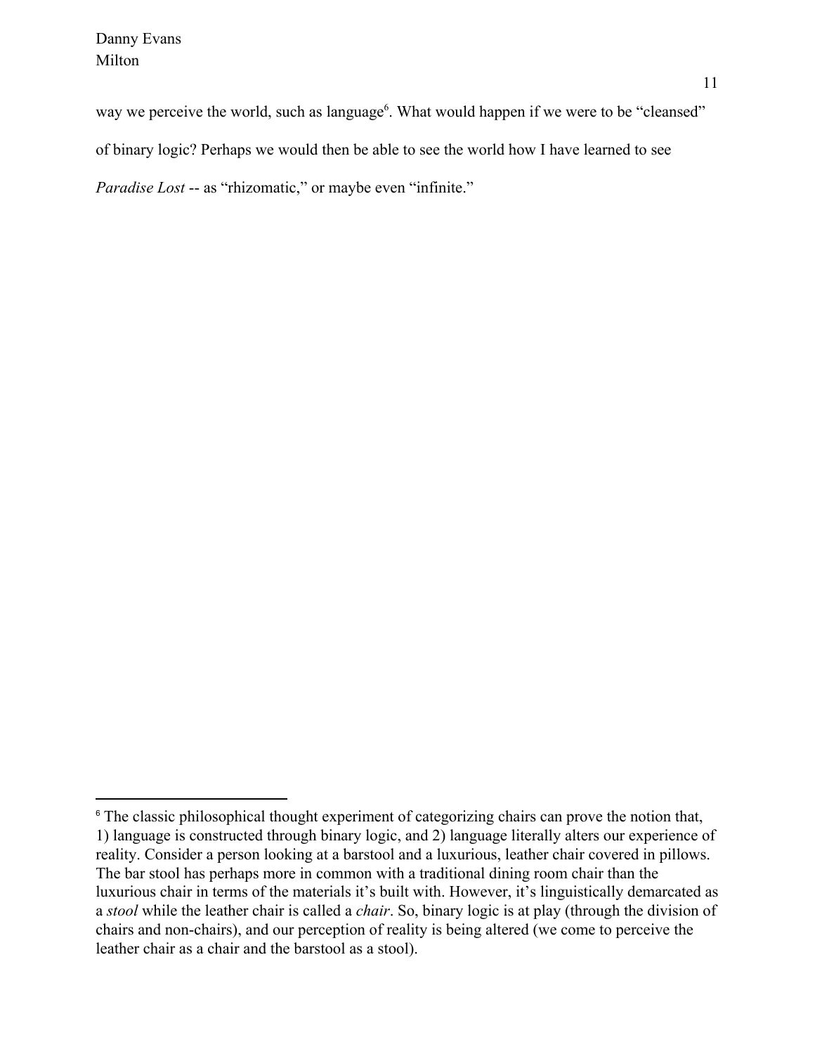way we perceive the world, such as language[6]. What would happen if we were to be "cleansed" of binary logic? Perhaps we would then be able to see the world how I have learned to see *Paradise Lost* -- as "rhizomatic," or maybe even "infinite."

---

[6] The classic philosophical thought experiment of categorizing chairs can prove the notion that, 1) language is constructed through binary logic, and 2) language literally alters our experience of reality. Consider a person looking at a barstool and a luxurious, leather chair covered in pillows. The bar stool has perhaps more in common with a traditional dining room chair than the luxurious chair in terms of the materials it's built with. However, it's linguistically demarcated as a *stool* while the leather chair is called a *chair*. So, binary logic is at play (through the division of chairs and non-chairs), and our perception of reality is being altered (we come to perceive the leather chair as a chair and the barstool as a stool).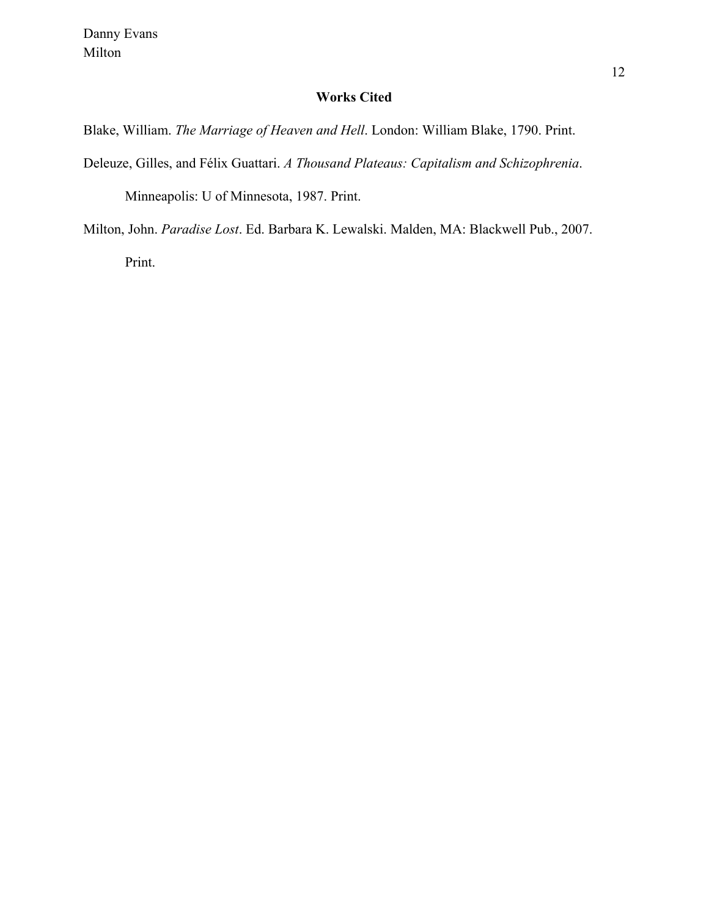# Works Cited

Blake, William. *The Marriage of Heaven and Hell*. London: William Blake, 1790. Print.

Deleuze, Gilles, and Félix Guattari. *A Thousand Plateaus: Capitalism and Schizophrenia*. Minneapolis: U of Minnesota, 1987. Print.

Milton, John. *Paradise Lost*. Ed. Barbara K. Lewalski. Malden, MA: Blackwell Pub., 2007. Print.